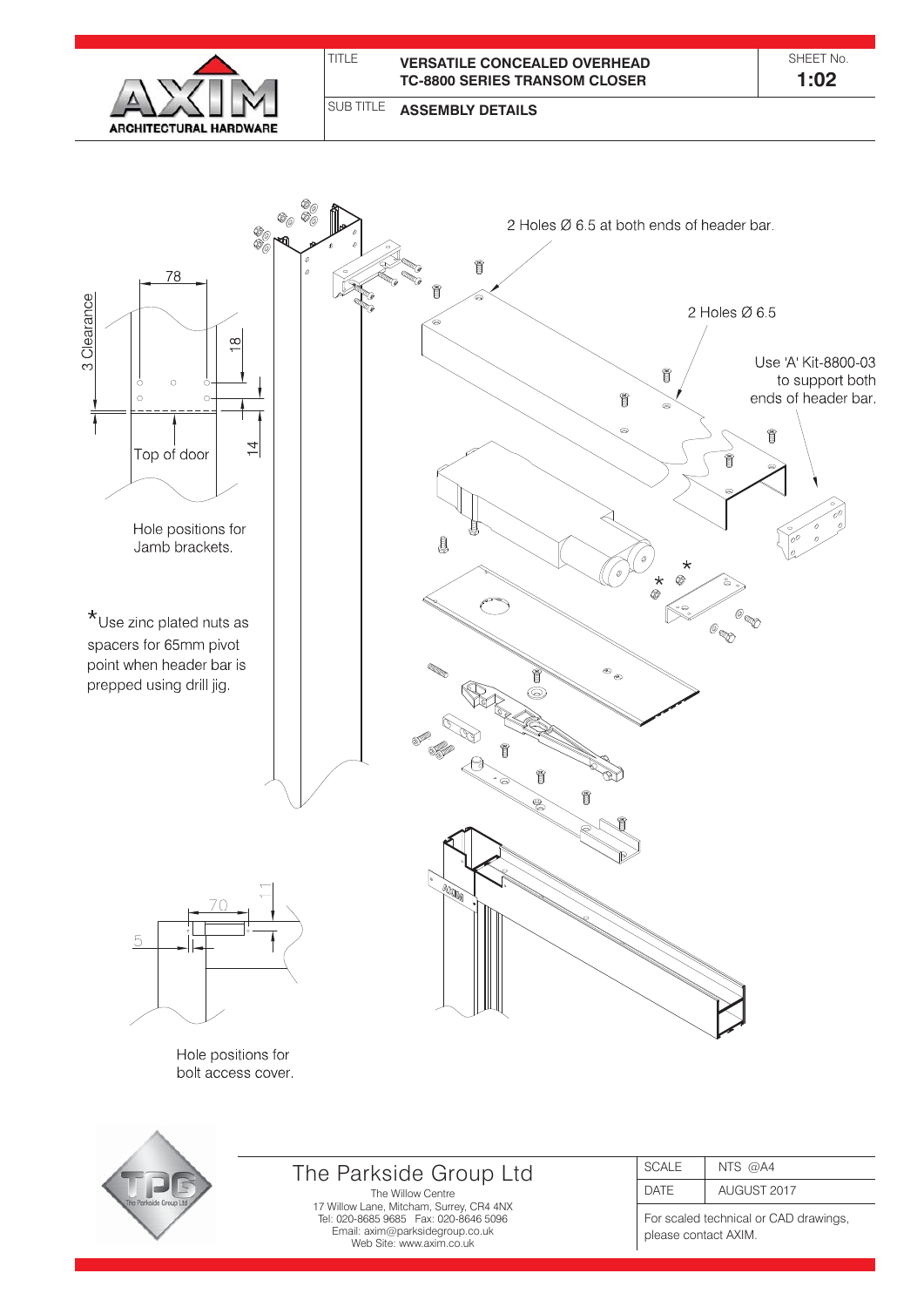**AXIM ARCHITECTURAL HARDWARE**

| TITLE | VERSATILE CONCEALED OVERHEAD TC-8800 SERIES TRANSOM CLOSER | SHEET No. 1:02 |
|---|---|---|
| SUB TITLE | ASSEMBLY DETAILS | |

2 Holes Ø 6.5 at both ends of header bar.

2 Holes Ø 6.5

Use 'A' Kit-8800-03 to support both ends of header bar.

78

18

3 Clearance

14

Top of door

Hole positions for Jamb brackets.

*Use zinc plated nuts as spacers for 65mm pivot point when header bar is prepped using drill jig.

70

11

5

Hole positions for bolt access cover.

**The Parkside Group Ltd**

The Willow Centre
17 Willow Lane, Mitcham, Surrey, CR4 4NX
Tel: 020-8685 9685 Fax: 020-8646 5096
Email: axim@parksidegroup.co.uk
Web Site: www.axim.co.uk

| SCALE | NTS @A4 |
|---|---|
| DATE | AUGUST 2017 |

For scaled technical or CAD drawings, please contact AXIM.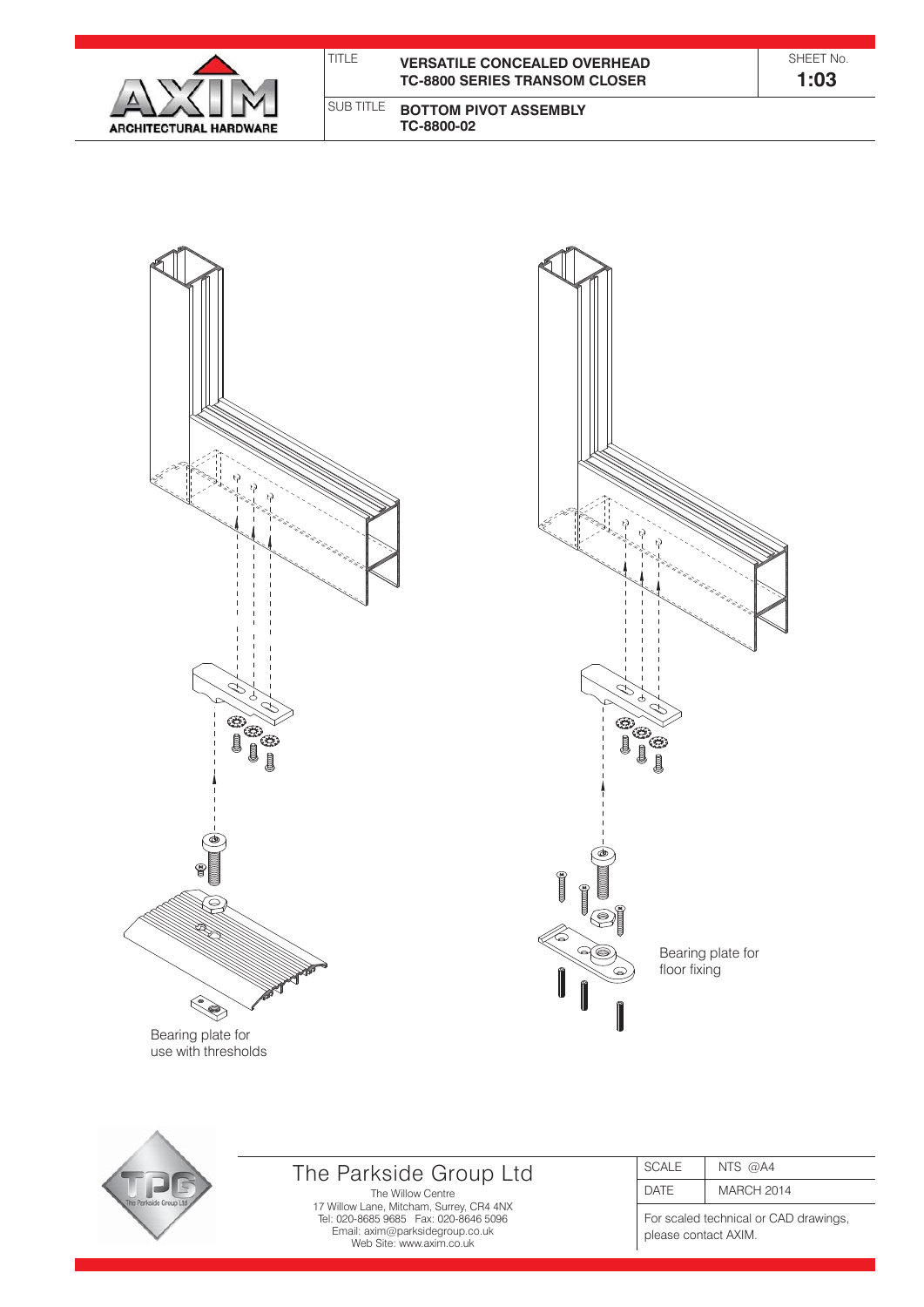AXIM ARCHITECTURAL HARDWARE

| TITLE | VERSATILE CONCEALED OVERHEAD TC-8800 SERIES TRANSOM CLOSER | SHEET No. 1:03 |
|---|---|---|
| SUB TITLE | BOTTOM PIVOT ASSEMBLY TC-8800-02 | |

Bearing plate for use with thresholds

Bearing plate for floor fixing

The Parkside Group Ltd
The Willow Centre
17 Willow Lane, Mitcham, Surrey, CR4 4NX
Tel: 020-8685 9685 Fax: 020-8646 5096
Email: axim@parksidegroup.co.uk
Web Site: www.axim.co.uk

| SCALE | NTS @A4 |
|---|---|
| DATE | MARCH 2014 |

For scaled technical or CAD drawings, please contact AXIM.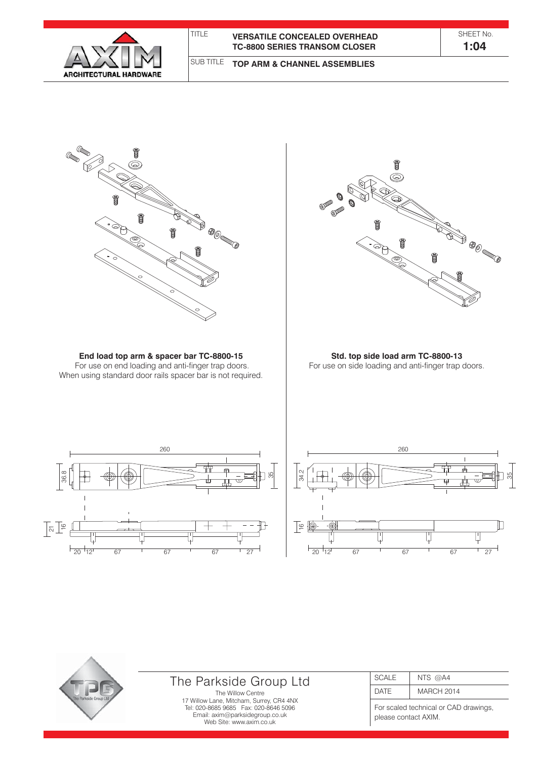| TITLE | VERSATILE CONCEALED OVERHEAD TC-8800 SERIES TRANSOM CLOSER | SHEET No. 1:04 |
|---|---|---|
| SUB TITLE | TOP ARM & CHANNEL ASSEMBLIES | |

**End load top arm & spacer bar TC-8800-15**
For use on end loading and anti-finger trap doors.
When using standard door rails spacer bar is not required.

**Std. top side load arm TC-8800-13**
For use on side loading and anti-finger trap doors.

## The Parkside Group Ltd

The Willow Centre
17 Willow Lane, Mitcham, Surrey, CR4 4NX
Tel: 020-8685 9685 Fax: 020-8646 5096
Email: axim@parksidegroup.co.uk
Web Site: www.axim.co.uk

| SCALE | NTS @A4 |
|---|---|
| DATE | MARCH 2014 |

For scaled technical or CAD drawings, please contact AXIM.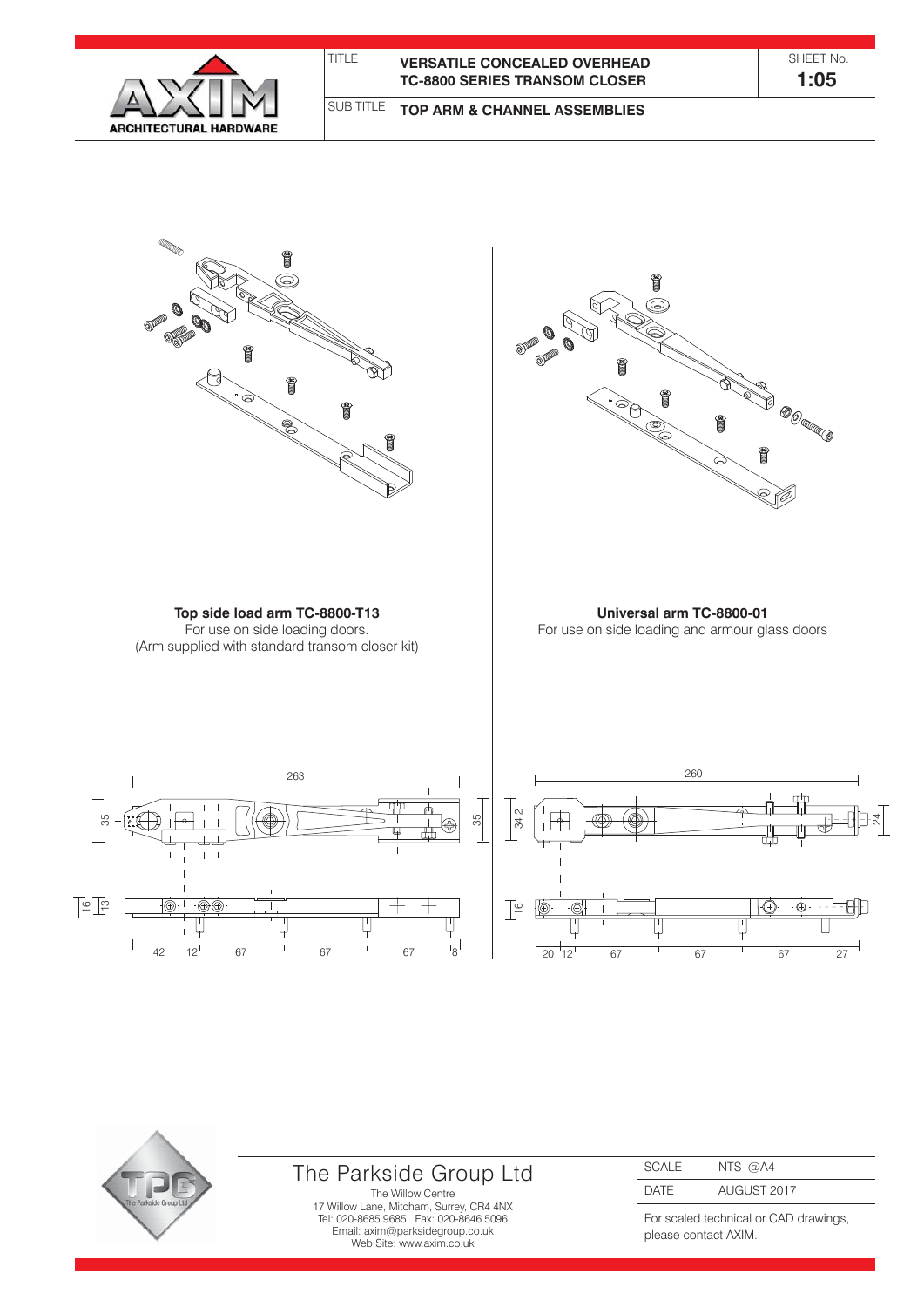| TITLE | VERSATILE CONCEALED OVERHEAD TC-8800 SERIES TRANSOM CLOSER | SHEET No. 1:05 |
|---|---|---|
| SUB TITLE | TOP ARM & CHANNEL ASSEMBLIES | |

**Top side load arm TC-8800-T13**
For use on side loading doors.
(Arm supplied with standard transom closer kit)

**Universal arm TC-8800-01**
For use on side loading and armour glass doors

263

35 35

16 13

42 12 67 67 67 8

260

34.2 24

16

20 12 67 67 67 27

The Parkside Group Ltd
The Willow Centre
17 Willow Lane, Mitcham, Surrey, CR4 4NX
Tel: 020-8685 9685 Fax: 020-8646 5096
Email: axim@parksidegroup.co.uk
Web Site: www.axim.co.uk

| SCALE | NTS @A4 |
|---|---|
| DATE | AUGUST 2017 |

For scaled technical or CAD drawings, please contact AXIM.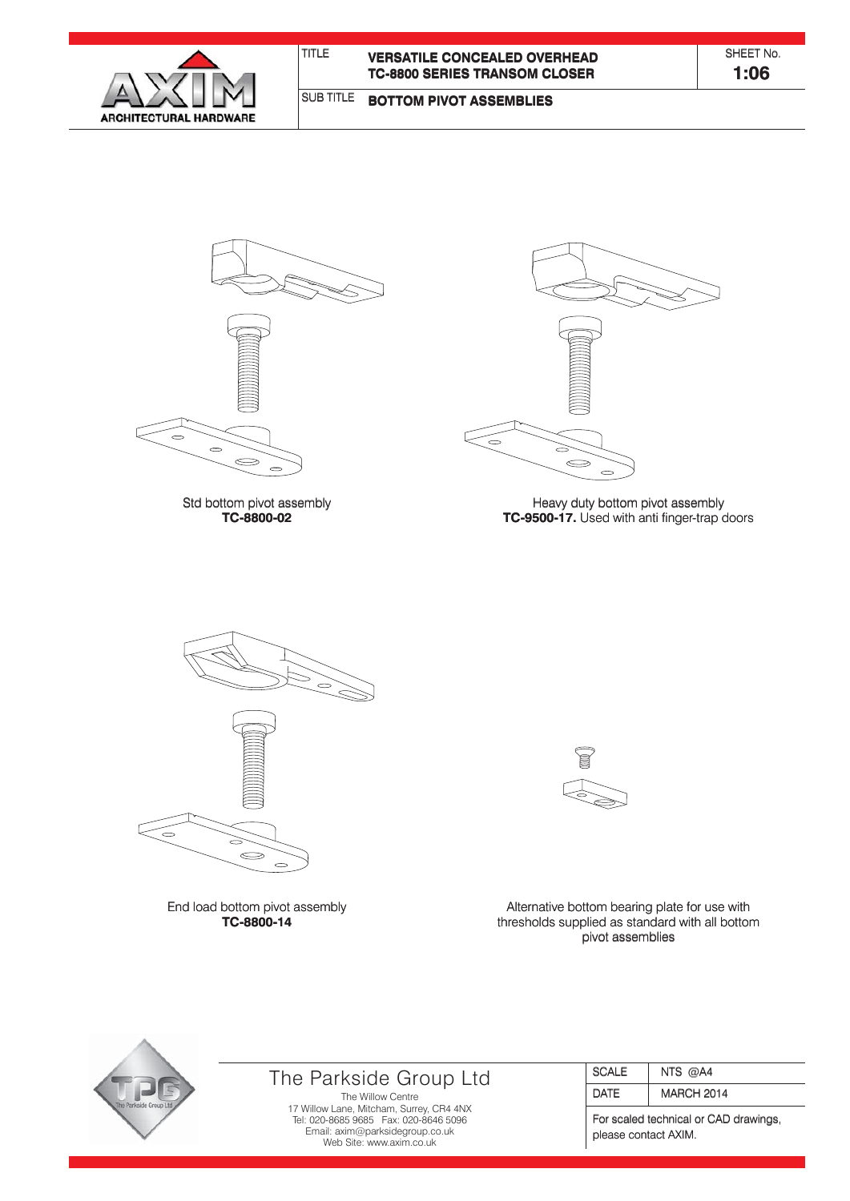AXIM ARCHITECTURAL HARDWARE

| TITLE | VERSATILE CONCEALED OVERHEAD TC-8800 SERIES TRANSOM CLOSER | SHEET No. 1:06 |
|---|---|---|
| SUB TITLE | BOTTOM PIVOT ASSEMBLIES | |

Std bottom pivot assembly
**TC-8800-02**

Heavy duty bottom pivot assembly
**TC-9500-17.** Used with anti finger-trap doors

End load bottom pivot assembly
**TC-8800-14**

Alternative bottom bearing plate for use with thresholds supplied as standard with all bottom pivot assemblies

The Parkside Group Ltd
The Willow Centre
17 Willow Lane, Mitcham, Surrey, CR4 4NX
Tel: 020-8685 9685 Fax: 020-8646 5096
Email: axim@parksidegroup.co.uk
Web Site: www.axim.co.uk

| SCALE | NTS @A4 |
|---|---|
| DATE | MARCH 2014 |
| For scaled technical or CAD drawings, please contact AXIM. | |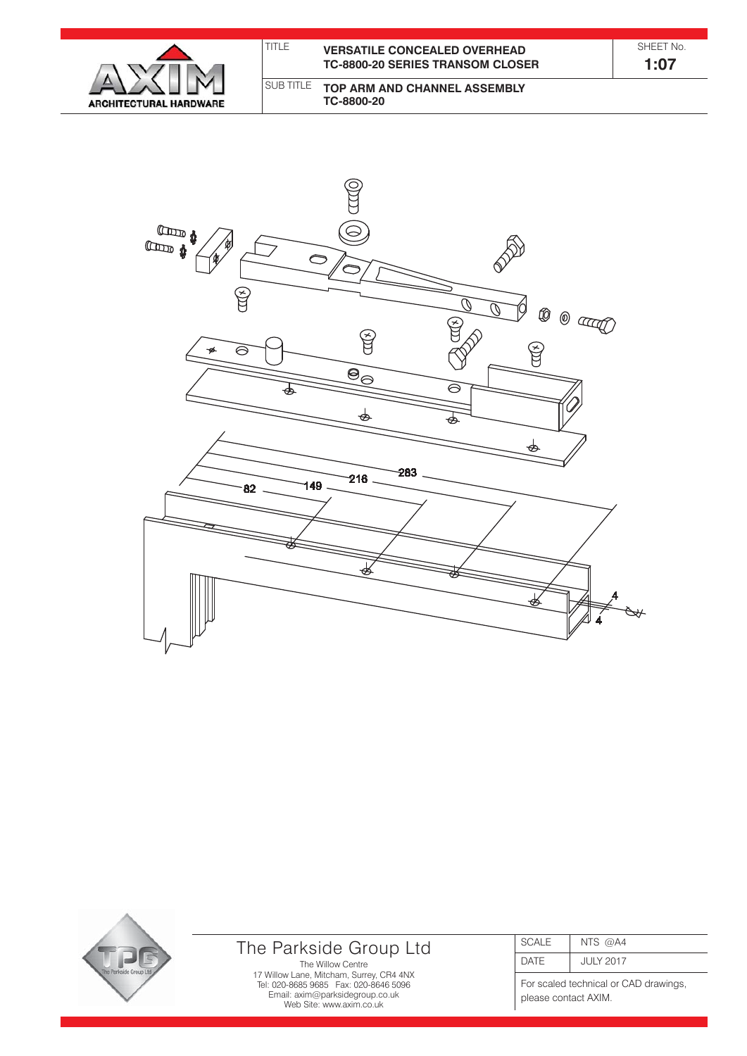| TITLE | VERSATILE CONCEALED OVERHEAD TC-8800-20 SERIES TRANSOM CLOSER | SHEET No. 1:07 |
|---|---|---|
| SUB TITLE | TOP ARM AND CHANNEL ASSEMBLY TC-8800-20 | |

ARCHITECTURAL HARDWARE

82 149 216 283

4 4

**The Parkside Group Ltd**

The Willow Centre
17 Willow Lane, Mitcham, Surrey, CR4 4NX
Tel: 020-8685 9685 Fax: 020-8646 5096
Email: axim@parksidegroup.co.uk
Web Site: www.axim.co.uk

| SCALE | NTS @A4 |
|---|---|
| DATE | JULY 2017 |

For scaled technical or CAD drawings, please contact AXIM.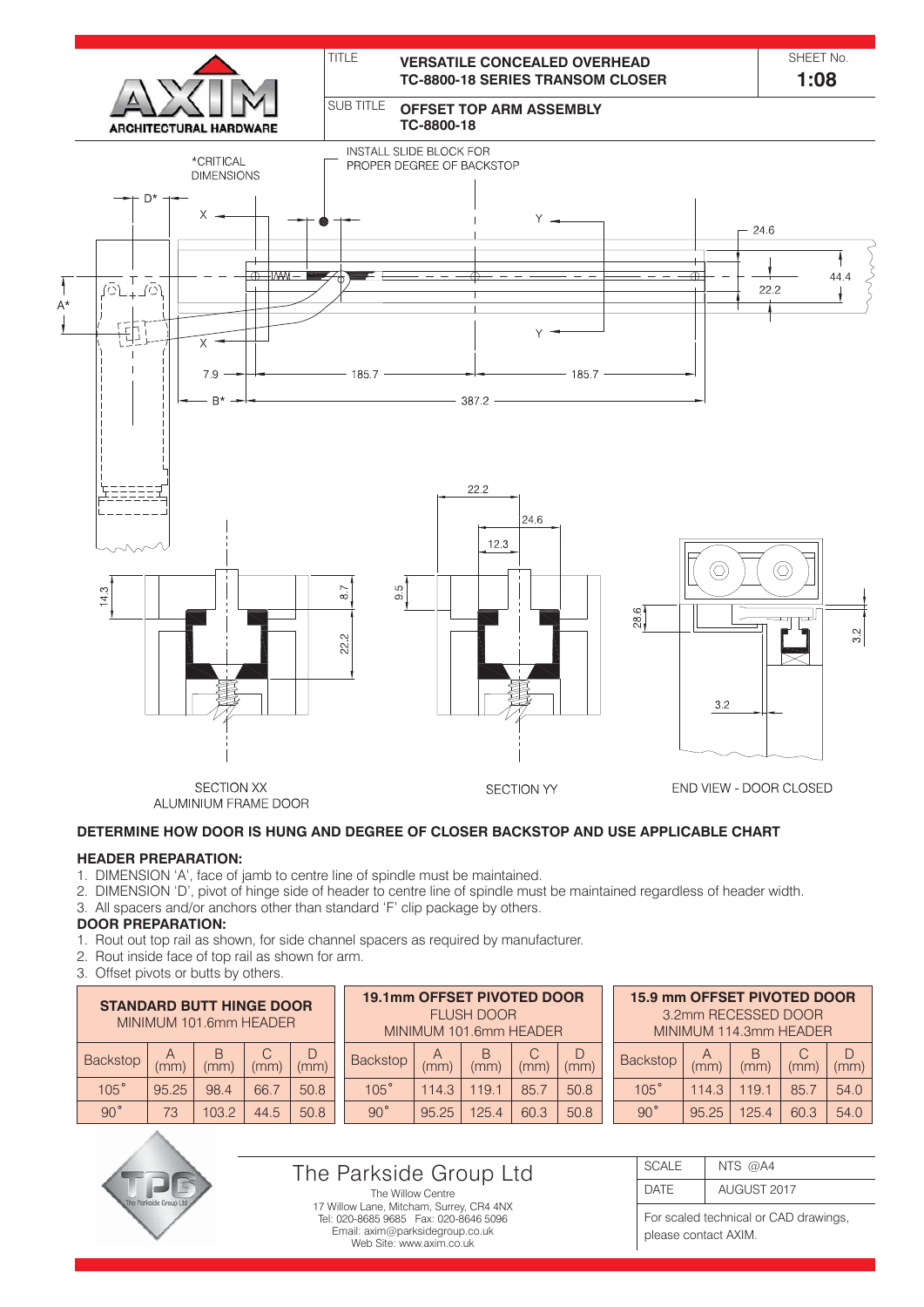**VERSATILE CONCEALED OVERHEAD TC-8800-18 SERIES TRANSOM CLOSER**

SHEET No. **1:08**

**OFFSET TOP ARM ASSEMBLY TC-8800-18**

*CRITICAL DIMENSIONS

INSTALL SLIDE BLOCK FOR PROPER DEGREE OF BACKSTOP

SECTION XX ALUMINIUM FRAME DOOR

SECTION YY

END VIEW - DOOR CLOSED

**DETERMINE HOW DOOR IS HUNG AND DEGREE OF CLOSER BACKSTOP AND USE APPLICABLE CHART**

**HEADER PREPARATION:**

1. DIMENSION 'A', face of jamb to centre line of spindle must be maintained.
2. DIMENSION 'D', pivot of hinge side of header to centre line of spindle must be maintained regardless of header width.
3. All spacers and/or anchors other than standard 'F' clip package by others.

**DOOR PREPARATION:**

1. Rout out top rail as shown, for side channel spacers as required by manufacturer.
2. Rout inside face of top rail as shown for arm.
3. Offset pivots or butts by others.

**STANDARD BUTT HINGE DOOR**
MINIMUM 101.6mm HEADER

| Backstop | A (mm) | B (mm) | C (mm) | D (mm) |
|---|---|---|---|---|
| 105˚ | 95.25 | 98.4 | 66.7 | 50.8 |
| 90˚ | 73 | 103.2 | 44.5 | 50.8 |

**19.1mm OFFSET PIVOTED DOOR**
FLUSH DOOR
MINIMUM 101.6mm HEADER

| Backstop | A (mm) | B (mm) | C (mm) | D (mm) |
|---|---|---|---|---|
| 105˚ | 114.3 | 119.1 | 85.7 | 50.8 |
| 90˚ | 95.25 | 125.4 | 60.3 | 50.8 |

**15.9 mm OFFSET PIVOTED DOOR**
3.2mm RECESSED DOOR
MINIMUM 114.3mm HEADER

| Backstop | A (mm) | B (mm) | C (mm) | D (mm) |
|---|---|---|---|---|
| 105˚ | 114.3 | 119.1 | 85.7 | 54.0 |
| 90˚ | 95.25 | 125.4 | 60.3 | 54.0 |

The Parkside Group Ltd
The Willow Centre
17 Willow Lane, Mitcham, Surrey, CR4 4NX
Tel: 020-8685 9685 Fax: 020-8646 5096
Email: axim@parksidegroup.co.uk
Web Site: www.axim.co.uk

| SCALE | NTS @A4 |
|---|---|
| DATE | AUGUST 2017 |

For scaled technical or CAD drawings, please contact AXIM.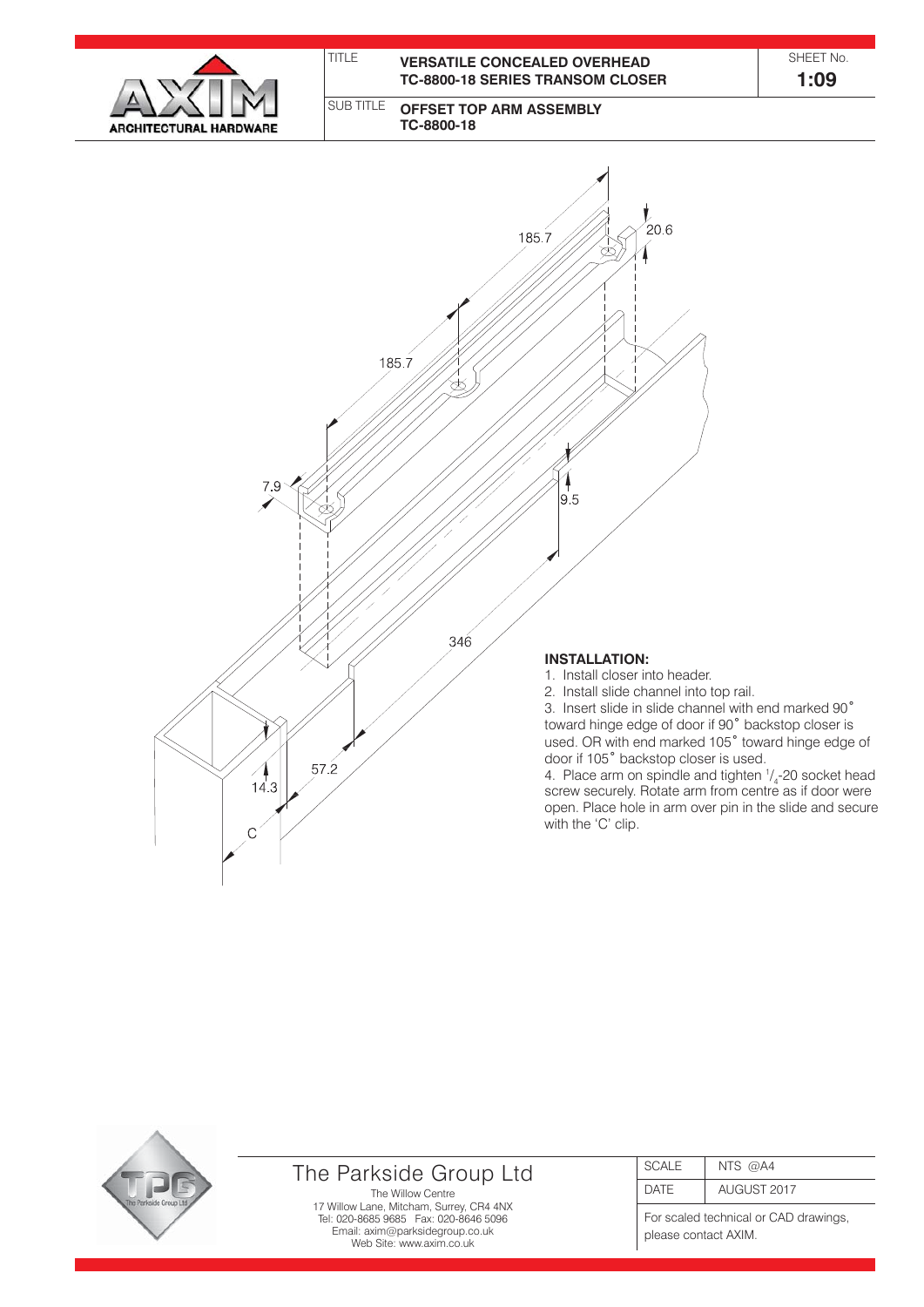ARCHITECTURAL HARDWARE

TITLE **VERSATILE CONCEALED OVERHEAD TC-8800-18 SERIES TRANSOM CLOSER**

SHEET No. **1:09**

SUB TITLE **OFFSET TOP ARM ASSEMBLY TC-8800-18**

185.7

20.6

185.7

7.9

9.5

346

57.2

14.3

C

**INSTALLATION:**

1. Install closer into header.
2. Install slide channel into top rail.
3. Insert slide in slide channel with end marked 90˚ toward hinge edge of door if 90˚ backstop closer is used. OR with end marked 105˚ toward hinge edge of door if 105˚ backstop closer is used.
4. Place arm on spindle and tighten $^{1}/_{4}$-20 socket head screw securely. Rotate arm from centre as if door were open. Place hole in arm over pin in the slide and secure with the 'C' clip.

The Parkside Group Ltd
The Willow Centre
17 Willow Lane, Mitcham, Surrey, CR4 4NX
Tel: 020-8685 9685 Fax: 020-8646 5096
Email: axim@parksidegroup.co.uk
Web Site: www.axim.co.uk

| | |
|---|---|
| SCALE | NTS @A4 |
| DATE | AUGUST 2017 |

For scaled technical or CAD drawings, please contact AXIM.